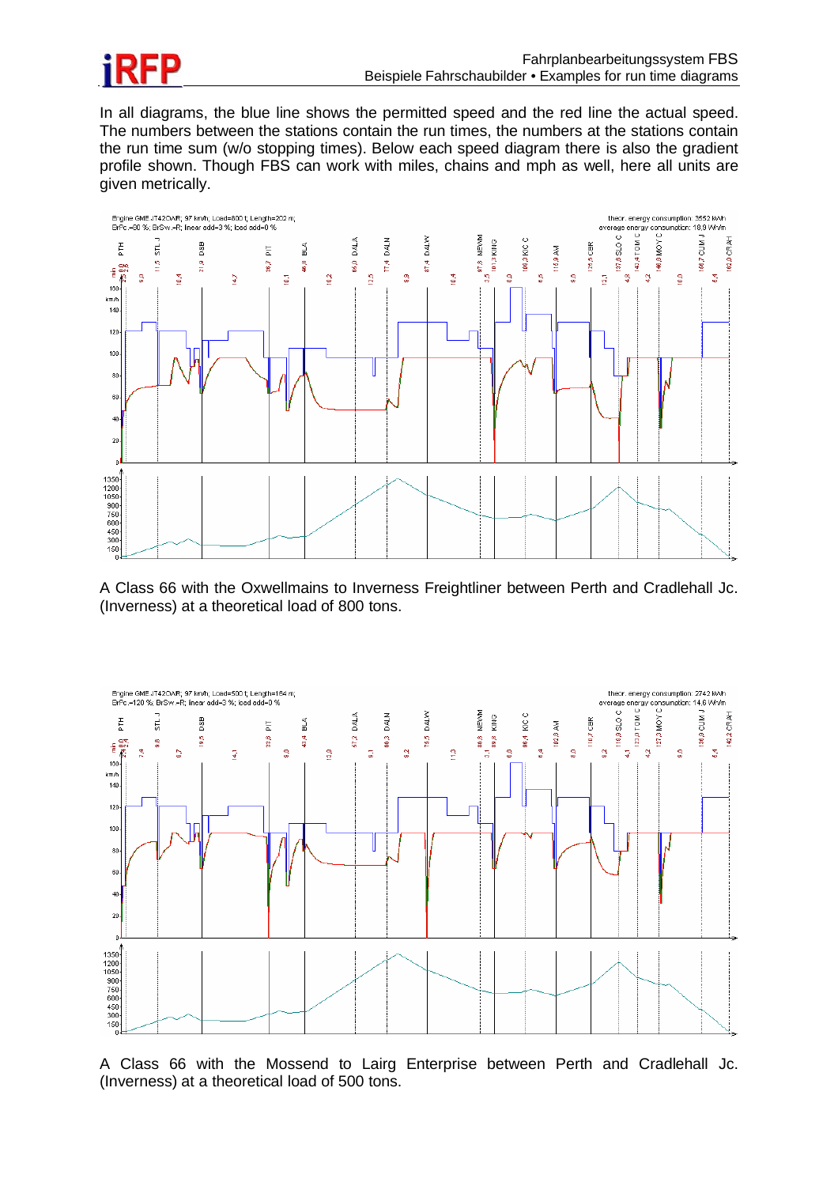In all diagrams, the blue line shows the permitted speed and the red line the actual speed. The numbers between the stations contain the run times, the numbers at the stations contain the run time sum (w/o stopping times). Below each speed diagram there is also the gradient profile shown. Though FBS can work with miles, chains and mph as well, here all units are given metrically.

A Class 66 with the Oxwellmains to Inverness Freightliner between Perth and Cradlehall Jc. (Inverness) at a theoretical load of 800 tons.

A Class 66 with the Mossend to Lairg Enterprise between Perth and Cradlehall Jc. (Inverness) at a theoretical load of 500 tons.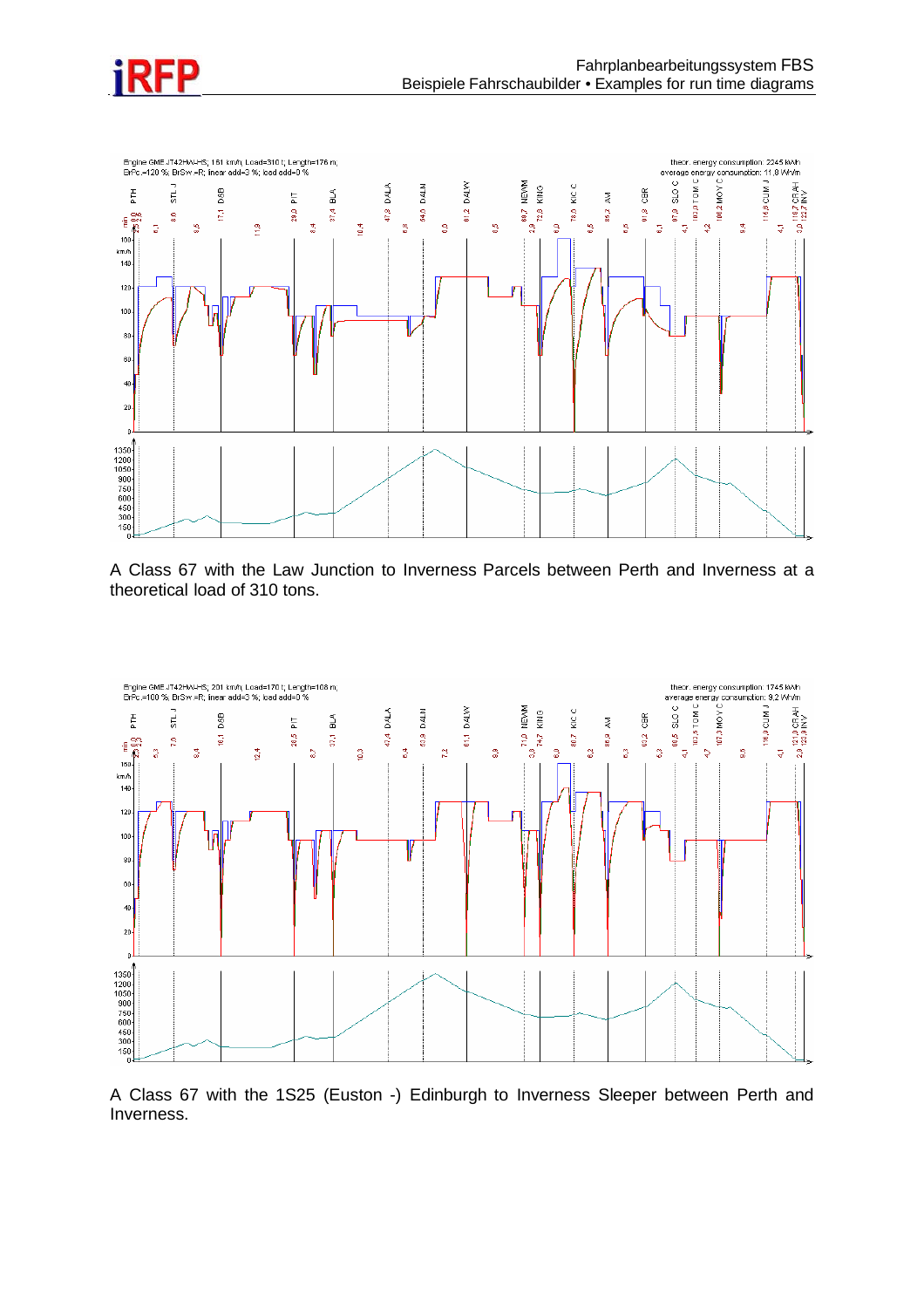A Class 67 with the Law Junction to Inverness Parcels between Perth and Inverness at a theoretical load of 310 tons.

A Class 67 with the 1S25 (Euston -) Edinburgh to Inverness Sleeper between Perth and Inverness.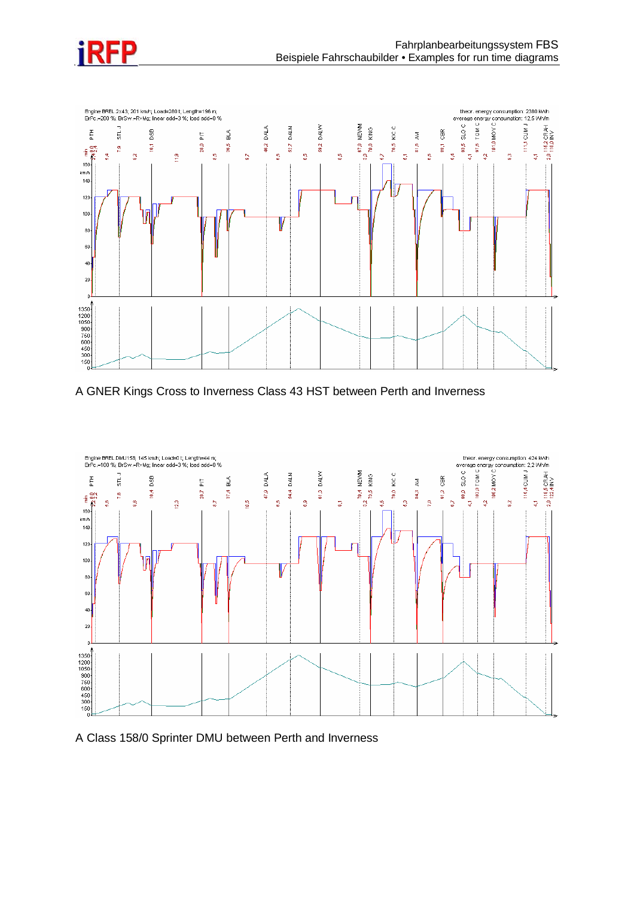Engine BREL 2x43; 201 km/h; Load=280 t; Length=196 m;
ErPc.=200 %; BrSw =R+Mg; linear add=3 %; load add=0 %

theor. energy consumption: 2380 kWh
average energy consumption: 12.5 Wh/m

PTH STL J DSB PIT BLA DALA DALN DALW NEWM KING KIC C AVI CBR SLO C TOM C MOY C CUM J CRAH INV

A GNER Kings Cross to Inverness Class 43 HST between Perth and Inverness

Engine BREL DMU158; 145 km/h; Load=0 t; Length=44 m;
ErPc.=100 %; BrSw =R+Mg; linear add=3 %; load add=0 %

theor. energy consumption: 424 kWh
average energy consumption: 2.2 Wh/m

PTH STL J DSB PIT BLA DALA DALN DALW NEWM KING KIC C AVI CBR SLO C TOM C MOY C CUM J CRAH INV

A Class 158/0 Sprinter DMU between Perth and Inverness